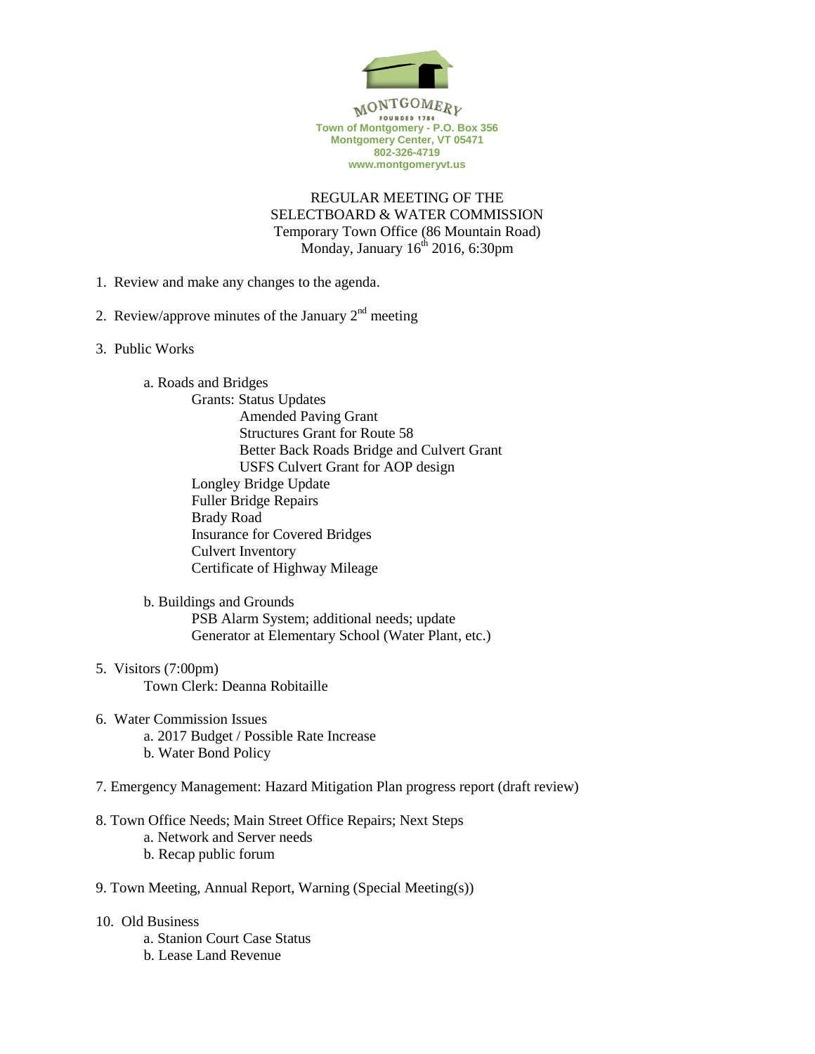MONTGOMERY
FOUNDED 1780
Town of Montgomery - P.O. Box 356
Montgomery Center, VT 05471
802-326-4719
www.montgomeryvt.us

REGULAR MEETING OF THE
SELECTBOARD & WATER COMMISSION
Temporary Town Office (86 Mountain Road)
Monday, January 16th 2016, 6:30pm

1. Review and make any changes to the agenda.

2. Review/approve minutes of the January 2nd meeting

3. Public Works

   a. Roads and Bridges
      - Grants: Status Updates
         - Amended Paving Grant
         - Structures Grant for Route 58
         - Better Back Roads Bridge and Culvert Grant
         - USFS Culvert Grant for AOP design
      - Longley Bridge Update
      - Fuller Bridge Repairs
      - Brady Road
      - Insurance for Covered Bridges
      - Culvert Inventory
      - Certificate of Highway Mileage

   b. Buildings and Grounds
      - PSB Alarm System; additional needs; update
      - Generator at Elementary School (Water Plant, etc.)

5. Visitors (7:00pm)
   Town Clerk: Deanna Robitaille

6. Water Commission Issues
   a. 2017 Budget / Possible Rate Increase
   b. Water Bond Policy

7. Emergency Management: Hazard Mitigation Plan progress report (draft review)

8. Town Office Needs; Main Street Office Repairs; Next Steps
   a. Network and Server needs
   b. Recap public forum

9. Town Meeting, Annual Report, Warning (Special Meeting(s))

10. Old Business
    a. Stanion Court Case Status
    b. Lease Land Revenue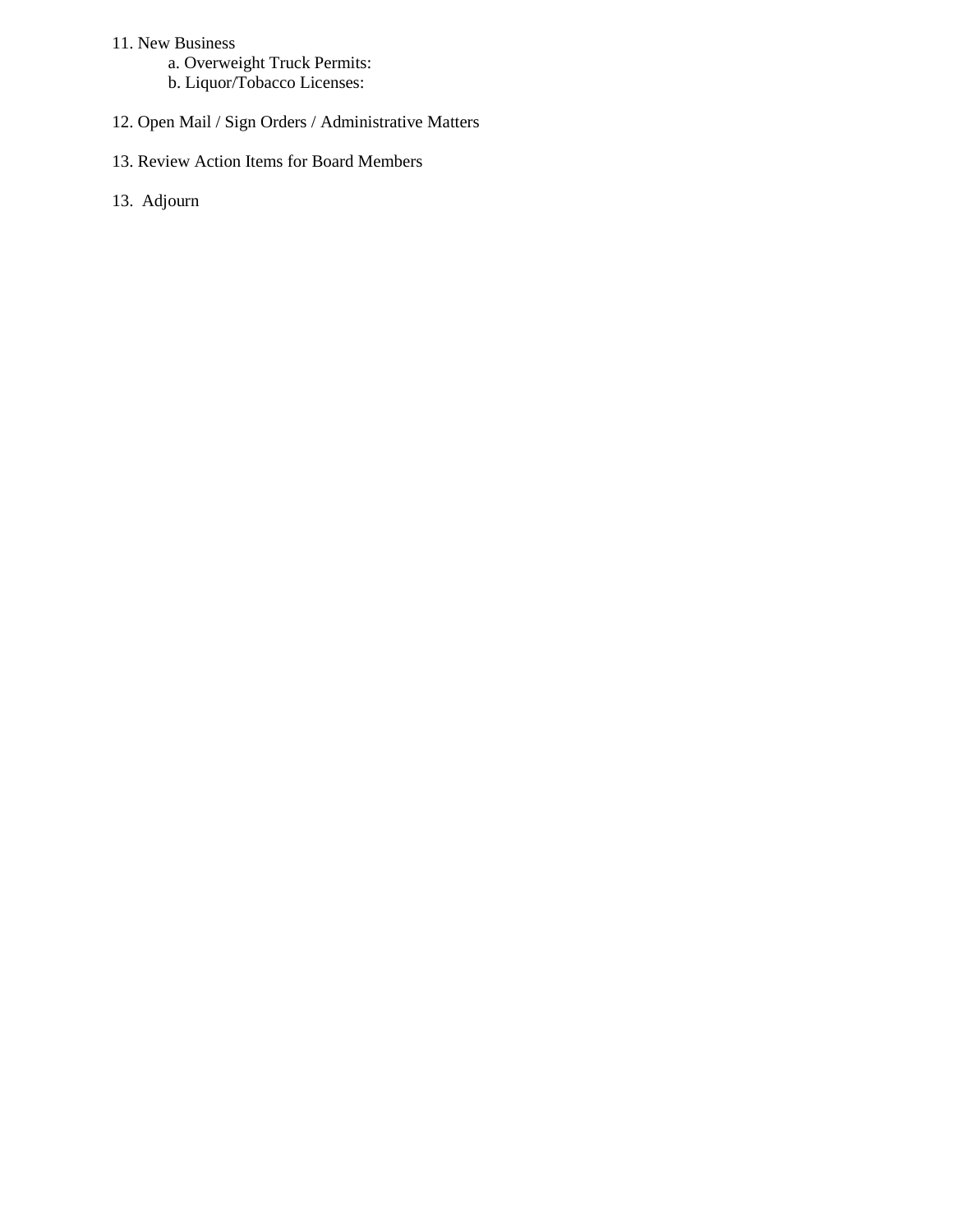11. New Business
    a. Overweight Truck Permits:
    b. Liquor/Tobacco Licenses:

12. Open Mail / Sign Orders / Administrative Matters

13. Review Action Items for Board Members

13. Adjourn